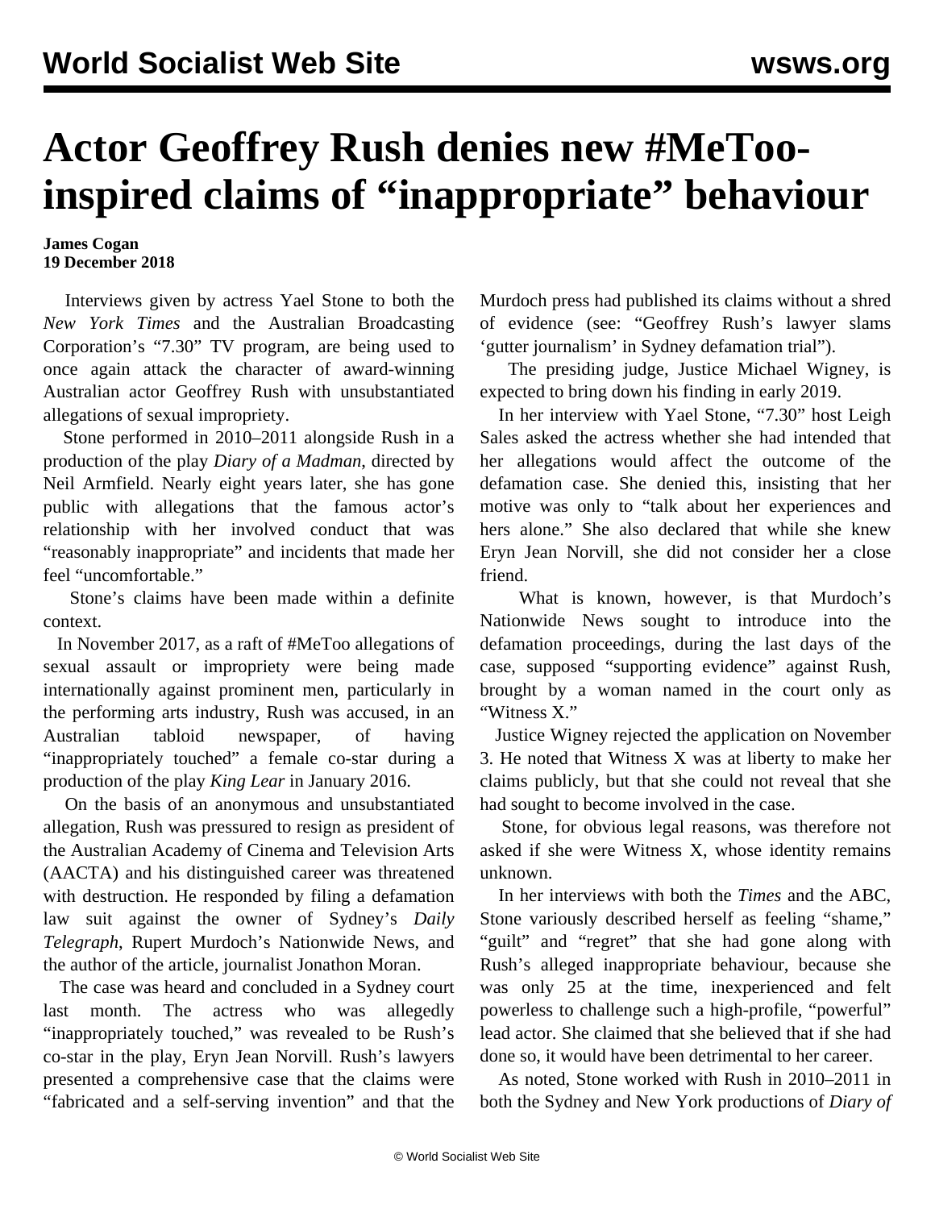# Actor Geoffrey Rush denies new #MeToo-inspired claims of "inappropriate" behaviour

**James Cogan**
**19 December 2018**

Interviews given by actress Yael Stone to both the *New York Times* and the Australian Broadcasting Corporation's "7.30" TV program, are being used to once again attack the character of award-winning Australian actor Geoffrey Rush with unsubstantiated allegations of sexual impropriety.

Stone performed in 2010–2011 alongside Rush in a production of the play *Diary of a Madman*, directed by Neil Armfield. Nearly eight years later, she has gone public with allegations that the famous actor's relationship with her involved conduct that was "reasonably inappropriate" and incidents that made her feel "uncomfortable."

Stone's claims have been made within a definite context.

In November 2017, as a raft of #MeToo allegations of sexual assault or impropriety were being made internationally against prominent men, particularly in the performing arts industry, Rush was accused, in an Australian tabloid newspaper, of having "inappropriately touched" a female co-star during a production of the play *King Lear* in January 2016.

On the basis of an anonymous and unsubstantiated allegation, Rush was pressured to resign as president of the Australian Academy of Cinema and Television Arts (AACTA) and his distinguished career was threatened with destruction. He responded by filing a defamation law suit against the owner of Sydney's *Daily Telegraph*, Rupert Murdoch's Nationwide News, and the author of the article, journalist Jonathon Moran.

The case was heard and concluded in a Sydney court last month. The actress who was allegedly "inappropriately touched," was revealed to be Rush's co-star in the play, Eryn Jean Norvill. Rush's lawyers presented a comprehensive case that the claims were "fabricated and a self-serving invention" and that the Murdoch press had published its claims without a shred of evidence (see: "Geoffrey Rush's lawyer slams 'gutter journalism' in Sydney defamation trial").

The presiding judge, Justice Michael Wigney, is expected to bring down his finding in early 2019.

In her interview with Yael Stone, "7.30" host Leigh Sales asked the actress whether she had intended that her allegations would affect the outcome of the defamation case. She denied this, insisting that her motive was only to "talk about her experiences and hers alone." She also declared that while she knew Eryn Jean Norvill, she did not consider her a close friend.

What is known, however, is that Murdoch's Nationwide News sought to introduce into the defamation proceedings, during the last days of the case, supposed "supporting evidence" against Rush, brought by a woman named in the court only as "Witness X."

Justice Wigney rejected the application on November 3. He noted that Witness X was at liberty to make her claims publicly, but that she could not reveal that she had sought to become involved in the case.

Stone, for obvious legal reasons, was therefore not asked if she were Witness X, whose identity remains unknown.

In her interviews with both the *Times* and the ABC, Stone variously described herself as feeling "shame," "guilt" and "regret" that she had gone along with Rush's alleged inappropriate behaviour, because she was only 25 at the time, inexperienced and felt powerless to challenge such a high-profile, "powerful" lead actor. She claimed that she believed that if she had done so, it would have been detrimental to her career.

As noted, Stone worked with Rush in 2010–2011 in both the Sydney and New York productions of *Diary of*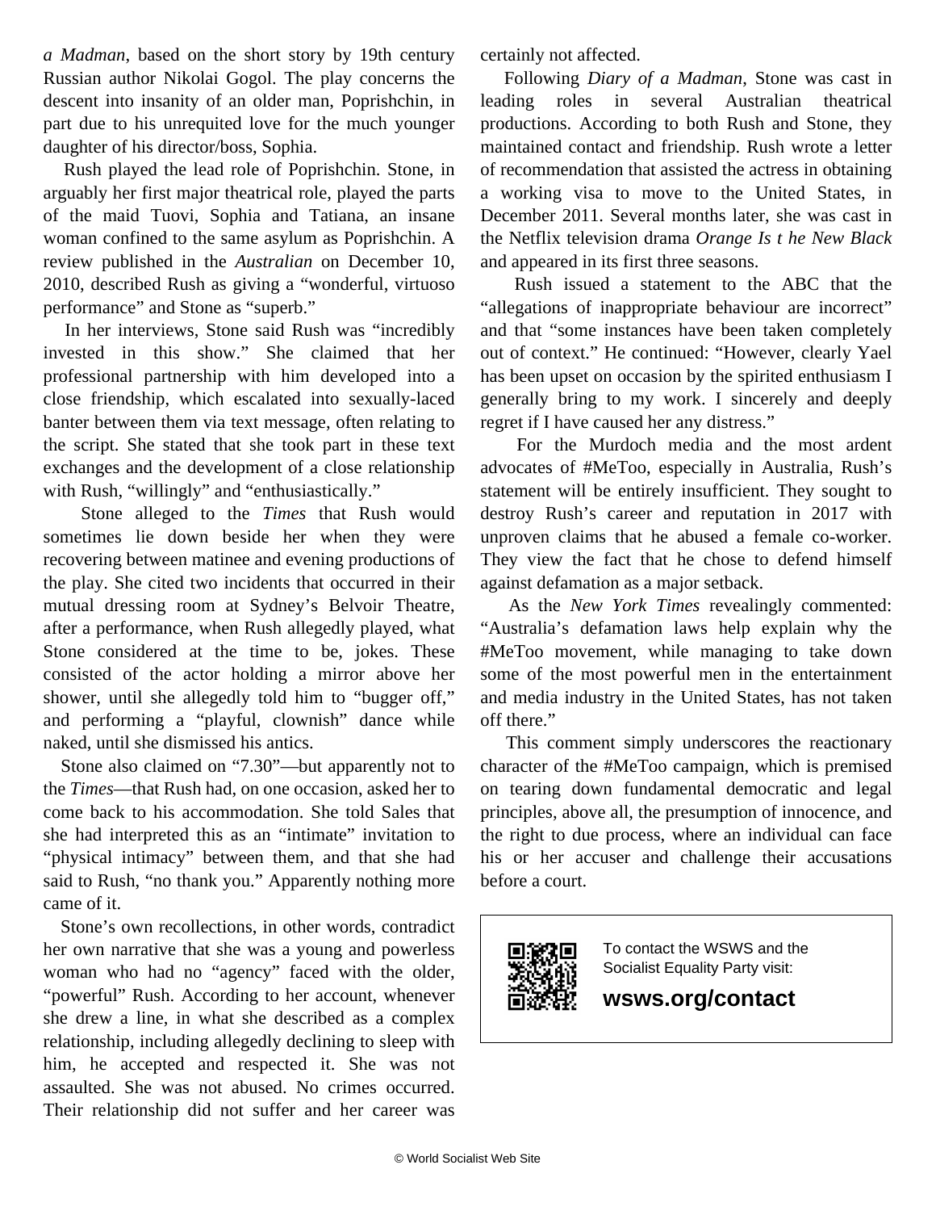*a Madman*, based on the short story by 19th century Russian author Nikolai Gogol. The play concerns the descent into insanity of an older man, Poprishchin, in part due to his unrequited love for the much younger daughter of his director/boss, Sophia.

Rush played the lead role of Poprishchin. Stone, in arguably her first major theatrical role, played the parts of the maid Tuovi, Sophia and Tatiana, an insane woman confined to the same asylum as Poprishchin. A review published in the *Australian* on December 10, 2010, described Rush as giving a "wonderful, virtuoso performance" and Stone as "superb."

In her interviews, Stone said Rush was "incredibly invested in this show." She claimed that her professional partnership with him developed into a close friendship, which escalated into sexually-laced banter between them via text message, often relating to the script. She stated that she took part in these text exchanges and the development of a close relationship with Rush, "willingly" and "enthusiastically."

Stone alleged to the *Times* that Rush would sometimes lie down beside her when they were recovering between matinee and evening productions of the play. She cited two incidents that occurred in their mutual dressing room at Sydney's Belvoir Theatre, after a performance, when Rush allegedly played, what Stone considered at the time to be, jokes. These consisted of the actor holding a mirror above her shower, until she allegedly told him to "bugger off," and performing a "playful, clownish" dance while naked, until she dismissed his antics.

Stone also claimed on "7.30"—but apparently not to the *Times*—that Rush had, on one occasion, asked her to come back to his accommodation. She told Sales that she had interpreted this as an "intimate" invitation to "physical intimacy" between them, and that she had said to Rush, "no thank you." Apparently nothing more came of it.

Stone's own recollections, in other words, contradict her own narrative that she was a young and powerless woman who had no "agency" faced with the older, "powerful" Rush. According to her account, whenever she drew a line, in what she described as a complex relationship, including allegedly declining to sleep with him, he accepted and respected it. She was not assaulted. She was not abused. No crimes occurred. Their relationship did not suffer and her career was certainly not affected.

Following *Diary of a Madman*, Stone was cast in leading roles in several Australian theatrical productions. According to both Rush and Stone, they maintained contact and friendship. Rush wrote a letter of recommendation that assisted the actress in obtaining a working visa to move to the United States, in December 2011. Several months later, she was cast in the Netflix television drama *Orange Is t he New Black* and appeared in its first three seasons.

Rush issued a statement to the ABC that the "allegations of inappropriate behaviour are incorrect" and that "some instances have been taken completely out of context." He continued: "However, clearly Yael has been upset on occasion by the spirited enthusiasm I generally bring to my work. I sincerely and deeply regret if I have caused her any distress."

For the Murdoch media and the most ardent advocates of #MeToo, especially in Australia, Rush's statement will be entirely insufficient. They sought to destroy Rush's career and reputation in 2017 with unproven claims that he abused a female co-worker. They view the fact that he chose to defend himself against defamation as a major setback.

As the *New York Times* revealingly commented: "Australia's defamation laws help explain why the #MeToo movement, while managing to take down some of the most powerful men in the entertainment and media industry in the United States, has not taken off there."

This comment simply underscores the reactionary character of the #MeToo campaign, which is premised on tearing down fundamental democratic and legal principles, above all, the presumption of innocence, and the right to due process, where an individual can face his or her accuser and challenge their accusations before a court.

To contact the WSWS and the Socialist Equality Party visit:

**wsws.org/contact**